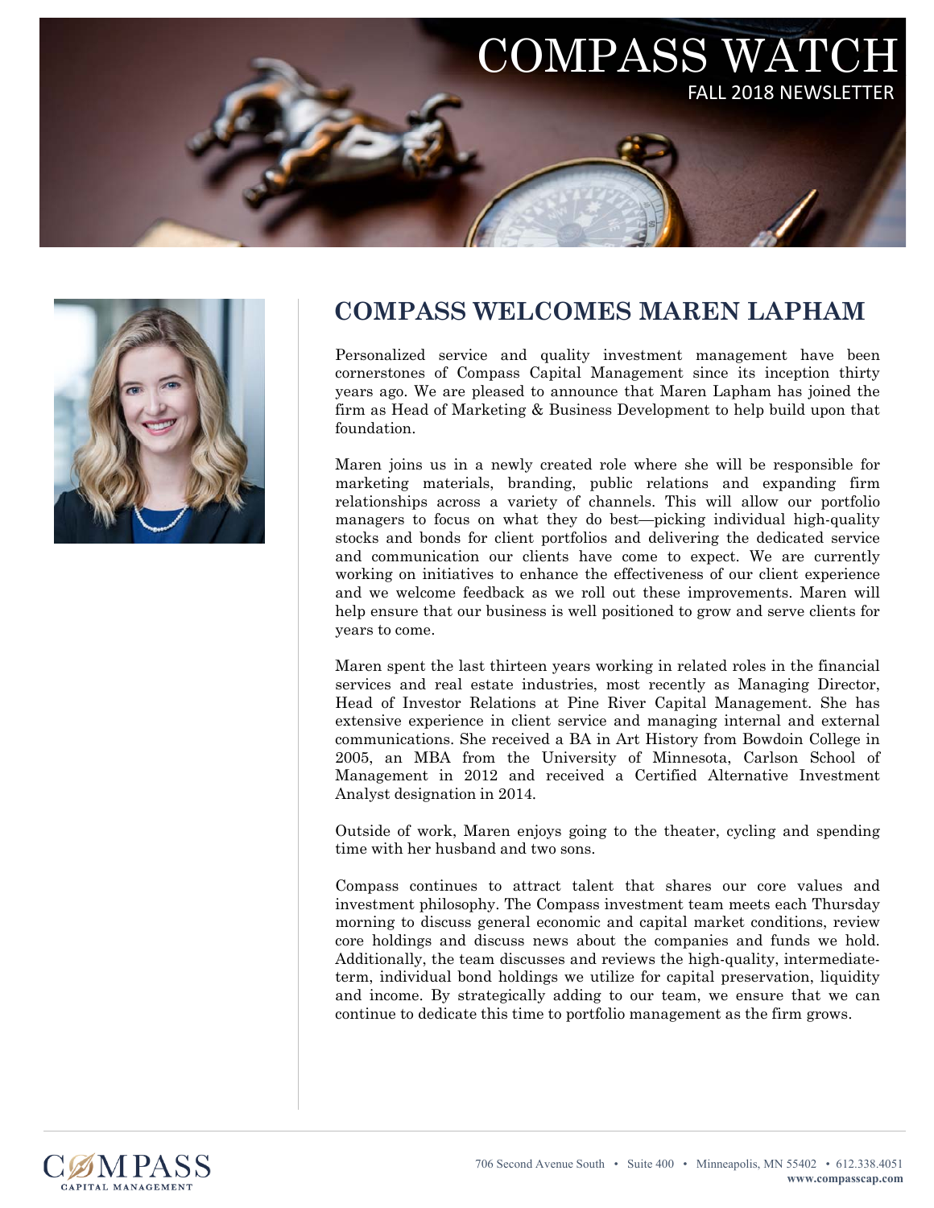# COMPASS WATCH

FALL 2018 NEWSLETTER

## COMPASS WELCOMES MAREN LAPHAM

Personalized service and quality investment management have been cornerstones of Compass Capital Management since its inception thirty years ago. We are pleased to announce that Maren Lapham has joined the firm as Head of Marketing & Business Development to help build upon that foundation.

Maren joins us in a newly created role where she will be responsible for marketing materials, branding, public relations and expanding firm relationships across a variety of channels. This will allow our portfolio managers to focus on what they do best—picking individual high-quality stocks and bonds for client portfolios and delivering the dedicated service and communication our clients have come to expect. We are currently working on initiatives to enhance the effectiveness of our client experience and we welcome feedback as we roll out these improvements. Maren will help ensure that our business is well positioned to grow and serve clients for years to come.

Maren spent the last thirteen years working in related roles in the financial services and real estate industries, most recently as Managing Director, Head of Investor Relations at Pine River Capital Management. She has extensive experience in client service and managing internal and external communications. She received a BA in Art History from Bowdoin College in 2005, an MBA from the University of Minnesota, Carlson School of Management in 2012 and received a Certified Alternative Investment Analyst designation in 2014.

Outside of work, Maren enjoys going to the theater, cycling and spending time with her husband and two sons.

Compass continues to attract talent that shares our core values and investment philosophy. The Compass investment team meets each Thursday morning to discuss general economic and capital market conditions, review core holdings and discuss news about the companies and funds we hold. Additionally, the team discusses and reviews the high-quality, intermediate-term, individual bond holdings we utilize for capital preservation, liquidity and income. By strategically adding to our team, we ensure that we can continue to dedicate this time to portfolio management as the firm grows.

COMPASS CAPITAL MANAGEMENT

706 Second Avenue South • Suite 400 • Minneapolis, MN 55402 • 612.338.4051
www.compasscap.com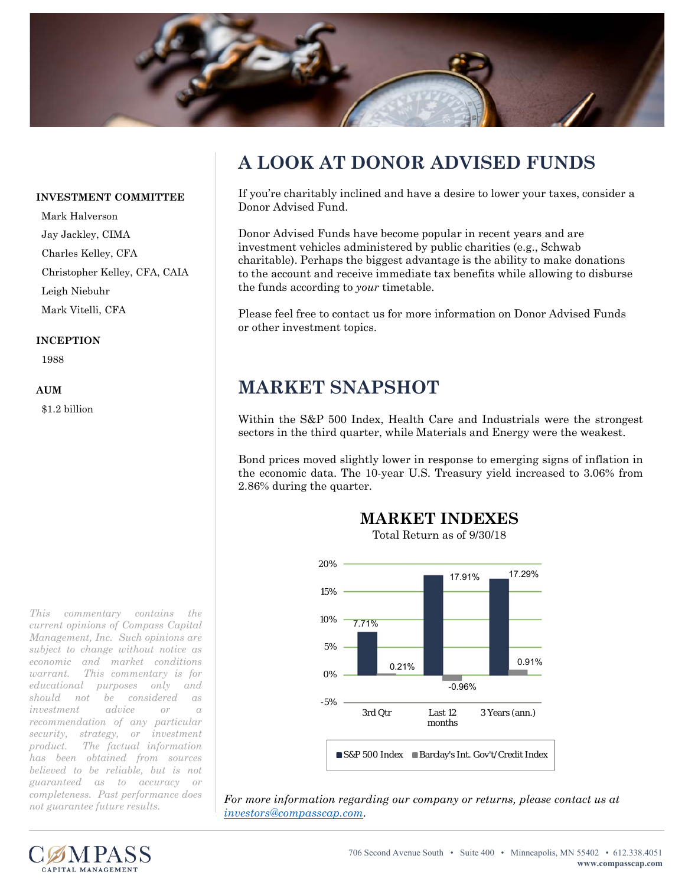**INVESTMENT COMMITTEE**

Mark Halverson

Jay Jackley, CIMA

Charles Kelley, CFA

Christopher Kelley, CFA, CAIA

Leigh Niebuhr

Mark Vitelli, CFA

**INCEPTION**

1988

**AUM**

$1.2 billion

*This commentary contains the current opinions of Compass Capital Management, Inc. Such opinions are subject to change without notice as economic and market conditions warrant. This commentary is for educational purposes only and should not be considered as investment advice or a recommendation of any particular security, strategy, or investment product. The factual information has been obtained from sources believed to be reliable, but is not guaranteed as to accuracy or completeness. Past performance does not guarantee future results.*

# A LOOK AT DONOR ADVISED FUNDS

If you're charitably inclined and have a desire to lower your taxes, consider a Donor Advised Fund.

Donor Advised Funds have become popular in recent years and are investment vehicles administered by public charities (e.g., Schwab charitable). Perhaps the biggest advantage is the ability to make donations to the account and receive immediate tax benefits while allowing to disburse the funds according to *your* timetable.

Please feel free to contact us for more information on Donor Advised Funds or other investment topics.

# MARKET SNAPSHOT

Within the S&P 500 Index, Health Care and Industrials were the strongest sectors in the third quarter, while Materials and Energy were the weakest.

Bond prices moved slightly lower in response to emerging signs of inflation in the economic data. The 10-year U.S. Treasury yield increased to 3.06% from 2.86% during the quarter.

## MARKET INDEXES

Total Return as of 9/30/18

20%
15%
10%
5%
0%
-5%

3rd Qtr: 7.71%, 0.21%
Last 12 months: 17.91%, -0.96%
3 Years (ann.): 17.29%, 0.91%

S&P 500 Index
Barclay's Int. Gov't/Credit Index

*For more information regarding our company or returns, please contact us at [investors@compasscap.com](mailto:investors@compasscap.com).*

COMPASS CAPITAL MANAGEMENT

706 Second Avenue South • Suite 400 • Minneapolis, MN 55402 • 612.338.4051
**www.compasscap.com**